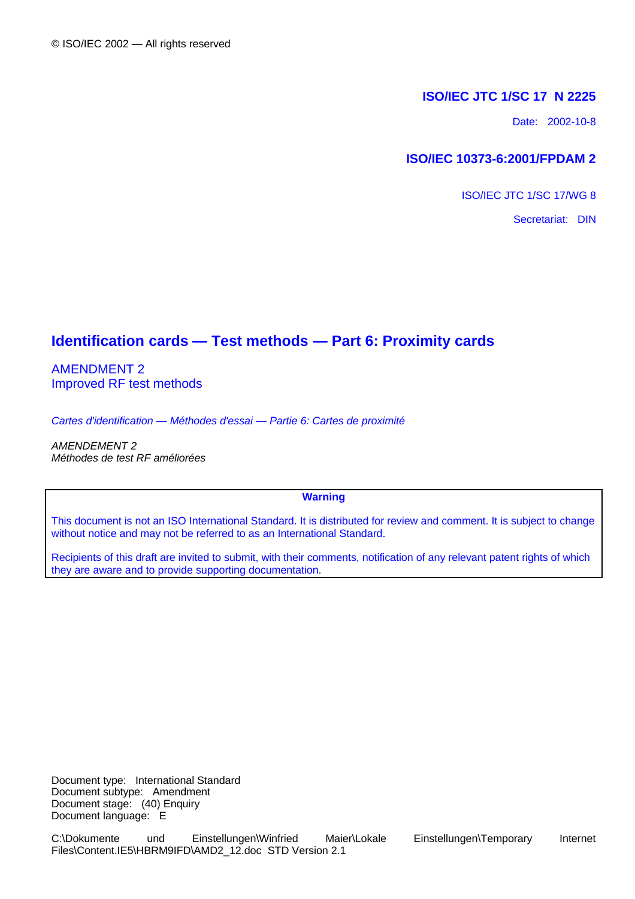© ISO/IEC 2002 — All rights reserved

**ISO/IEC JTC 1/SC 17 N 2225**

Date: 2002-10-8

**ISO/IEC 10373-6:2001/FPDAM 2**

ISO/IEC JTC 1/SC 17/WG 8

Secretariat: DIN

# Identification cards — Test methods — Part 6: Proximity cards

AMENDMENT 2
Improved RF test methods

*Cartes d'identification — Méthodes d'essai — Partie 6: Cartes de proximité*

*AMENDEMENT 2*
*Méthodes de test RF améliorées*

**Warning**

This document is not an ISO International Standard. It is distributed for review and comment. It is subject to change without notice and may not be referred to as an International Standard.

Recipients of this draft are invited to submit, with their comments, notification of any relevant patent rights of which they are aware and to provide supporting documentation.

Document type: International Standard
Document subtype: Amendment
Document stage: (40) Enquiry
Document language: E

C:\Dokumente und Einstellungen\Winfried Maier\Lokale Einstellungen\Temporary Internet Files\Content.IE5\HBRM9IFD\AMD2_12.doc STD Version 2.1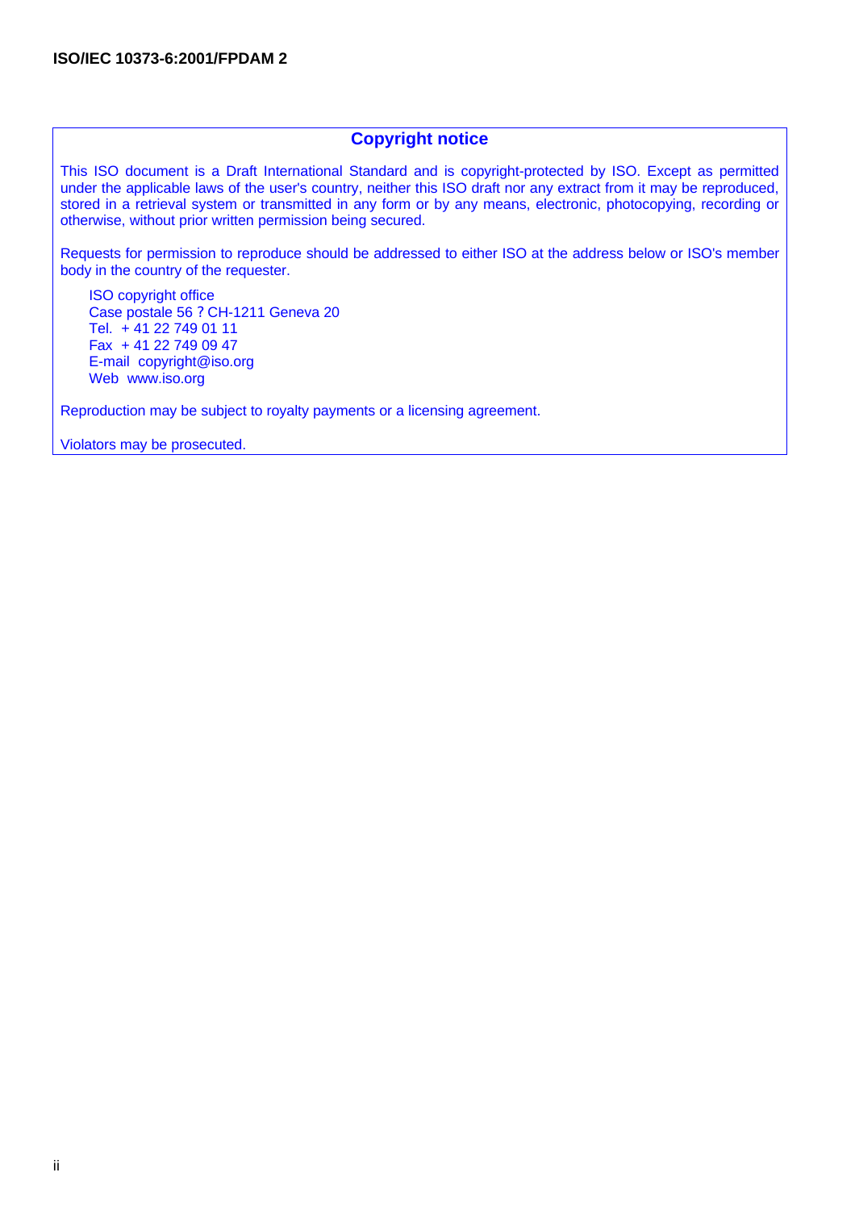## Copyright notice

This ISO document is a Draft International Standard and is copyright-protected by ISO. Except as permitted under the applicable laws of the user's country, neither this ISO draft nor any extract from it may be reproduced, stored in a retrieval system or transmitted in any form or by any means, electronic, photocopying, recording or otherwise, without prior written permission being secured.

Requests for permission to reproduce should be addressed to either ISO at the address below or ISO's member body in the country of the requester.

ISO copyright office
Case postale 56 ? CH-1211 Geneva 20
Tel. + 41 22 749 01 11
Fax + 41 22 749 09 47
E-mail copyright@iso.org
Web www.iso.org

Reproduction may be subject to royalty payments or a licensing agreement.

Violators may be prosecuted.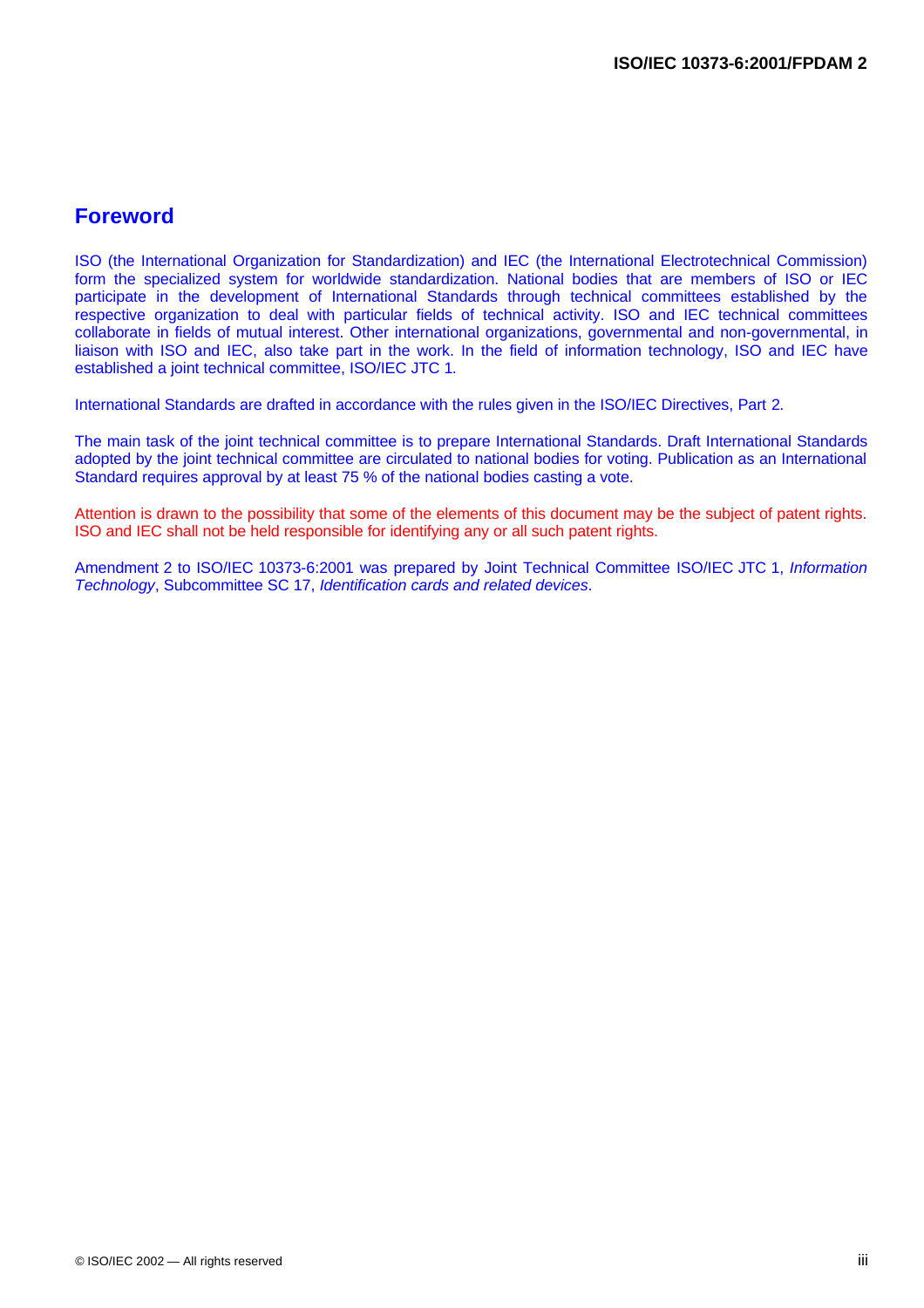# Foreword

ISO (the International Organization for Standardization) and IEC (the International Electrotechnical Commission) form the specialized system for worldwide standardization. National bodies that are members of ISO or IEC participate in the development of International Standards through technical committees established by the respective organization to deal with particular fields of technical activity. ISO and IEC technical committees collaborate in fields of mutual interest. Other international organizations, governmental and non-governmental, in liaison with ISO and IEC, also take part in the work. In the field of information technology, ISO and IEC have established a joint technical committee, ISO/IEC JTC 1.

International Standards are drafted in accordance with the rules given in the ISO/IEC Directives, Part 2.

The main task of the joint technical committee is to prepare International Standards. Draft International Standards adopted by the joint technical committee are circulated to national bodies for voting. Publication as an International Standard requires approval by at least 75 % of the national bodies casting a vote.

Attention is drawn to the possibility that some of the elements of this document may be the subject of patent rights. ISO and IEC shall not be held responsible for identifying any or all such patent rights.

Amendment 2 to ISO/IEC 10373-6:2001 was prepared by Joint Technical Committee ISO/IEC JTC 1, *Information Technology*, Subcommittee SC 17, *Identification cards and related devices*.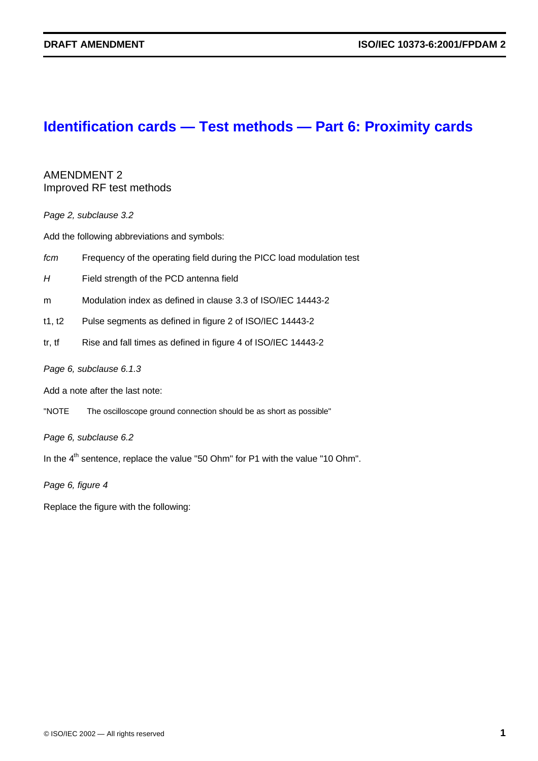# Identification cards — Test methods — Part 6: Proximity cards

AMENDMENT 2
Improved RF test methods

*Page 2, subclause 3.2*

Add the following abbreviations and symbols:

*fcm* Frequency of the operating field during the PICC load modulation test

*H* Field strength of the PCD antenna field

m Modulation index as defined in clause 3.3 of ISO/IEC 14443-2

t1, t2 Pulse segments as defined in figure 2 of ISO/IEC 14443-2

tr, tf Rise and fall times as defined in figure 4 of ISO/IEC 14443-2

*Page 6, subclause 6.1.3*

Add a note after the last note:

"NOTE The oscilloscope ground connection should be as short as possible"

*Page 6, subclause 6.2*

In the 4th sentence, replace the value "50 Ohm" for P1 with the value "10 Ohm".

*Page 6, figure 4*

Replace the figure with the following: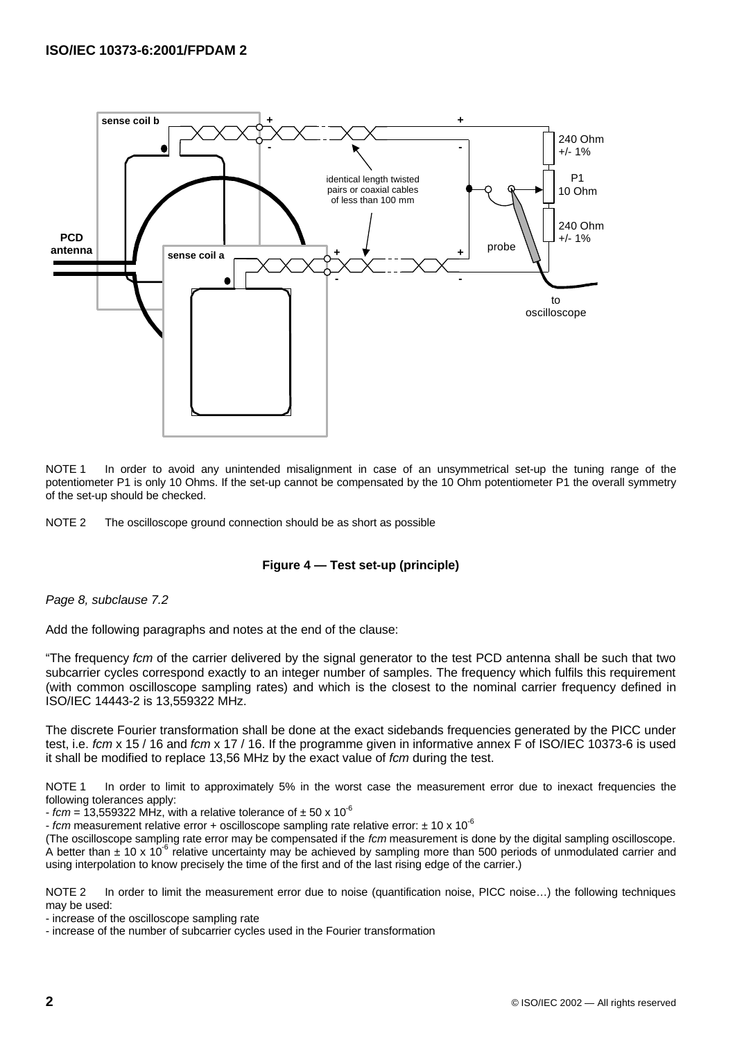sense coil b

PCD antenna

sense coil a

identical length twisted pairs or coaxial cables of less than 100 mm

240 Ohm +/- 1%

P1 10 Ohm

240 Ohm +/- 1%

probe

to oscilloscope

NOTE 1 In order to avoid any unintended misalignment in case of an unsymmetrical set-up the tuning range of the potentiometer P1 is only 10 Ohms. If the set-up cannot be compensated by the 10 Ohm potentiometer P1 the overall symmetry of the set-up should be checked.

NOTE 2 The oscilloscope ground connection should be as short as possible

**Figure 4 — Test set-up (principle)**

*Page 8, subclause 7.2*

Add the following paragraphs and notes at the end of the clause:

"The frequency *fcm* of the carrier delivered by the signal generator to the test PCD antenna shall be such that two subcarrier cycles correspond exactly to an integer number of samples. The frequency which fulfils this requirement (with common oscilloscope sampling rates) and which is the closest to the nominal carrier frequency defined in ISO/IEC 14443-2 is 13,559322 MHz.

The discrete Fourier transformation shall be done at the exact sidebands frequencies generated by the PICC under test, i.e. *fcm* x 15 / 16 and *fcm* x 17 / 16. If the programme given in informative annex F of ISO/IEC 10373-6 is used it shall be modified to replace 13,56 MHz by the exact value of *fcm* during the test.

NOTE 1 In order to limit to approximately 5% in the worst case the measurement error due to inexact frequencies the following tolerances apply:

- *fcm* = 13,559322 MHz, with a relative tolerance of $\pm$ 50 x $10^{-6}$
- *fcm* measurement relative error + oscilloscope sampling rate relative error: $\pm$ 10 x $10^{-6}$

(The oscilloscope sampling rate error may be compensated if the *fcm* measurement is done by the digital sampling oscilloscope. A better than $\pm$ 10 x $10^{-6}$ relative uncertainty may be achieved by sampling more than 500 periods of unmodulated carrier and using interpolation to know precisely the time of the first and of the last rising edge of the carrier.)

NOTE 2 In order to limit the measurement error due to noise (quantification noise, PICC noise…) the following techniques may be used:

- increase of the oscilloscope sampling rate
- increase of the number of subcarrier cycles used in the Fourier transformation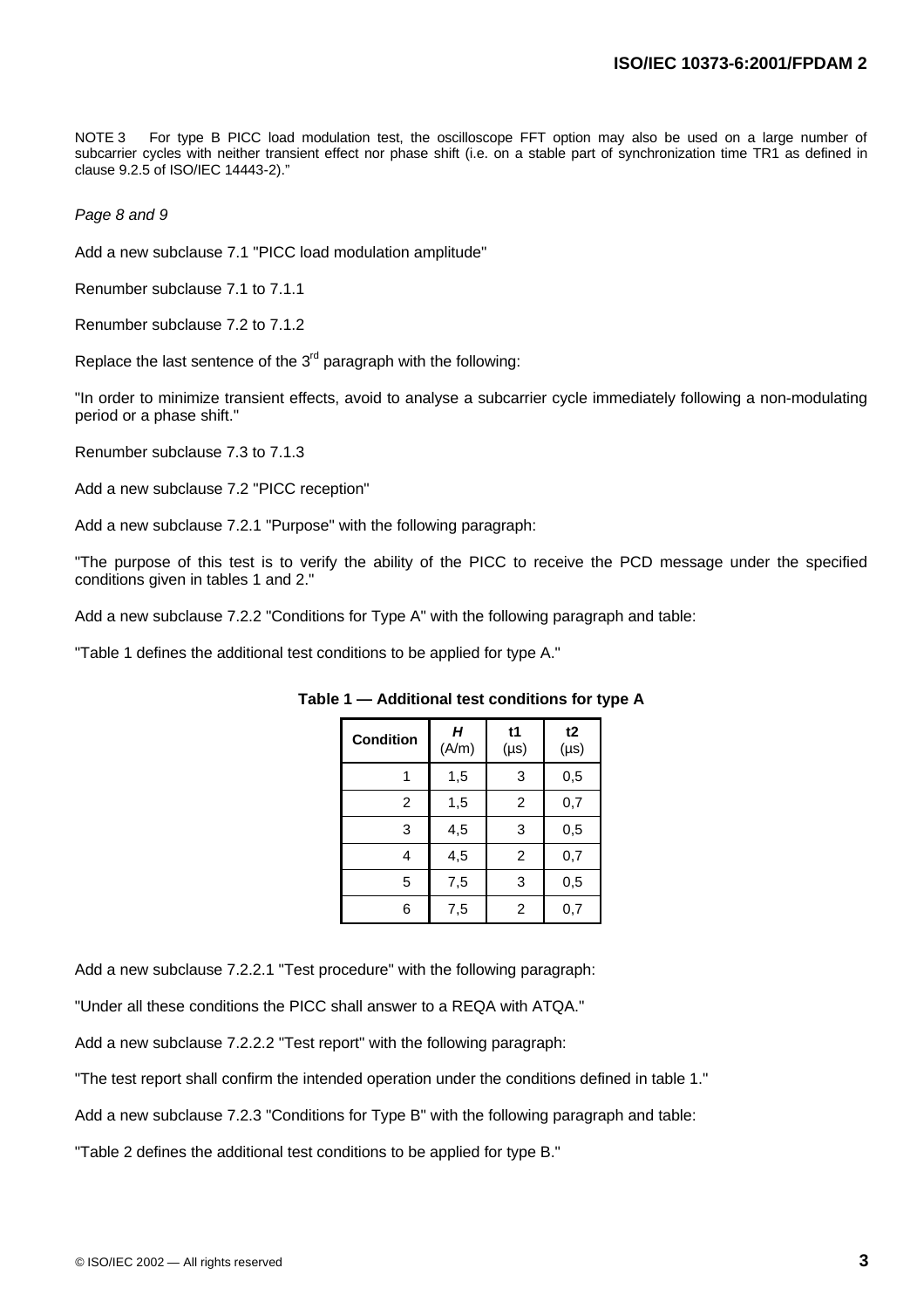NOTE 3 For type B PICC load modulation test, the oscilloscope FFT option may also be used on a large number of subcarrier cycles with neither transient effect nor phase shift (i.e. on a stable part of synchronization time TR1 as defined in clause 9.2.5 of ISO/IEC 14443-2)."

*Page 8 and 9*

Add a new subclause 7.1 "PICC load modulation amplitude"

Renumber subclause 7.1 to 7.1.1

Renumber subclause 7.2 to 7.1.2

Replace the last sentence of the 3rd paragraph with the following:

"In order to minimize transient effects, avoid to analyse a subcarrier cycle immediately following a non-modulating period or a phase shift."

Renumber subclause 7.3 to 7.1.3

Add a new subclause 7.2 "PICC reception"

Add a new subclause 7.2.1 "Purpose" with the following paragraph:

"The purpose of this test is to verify the ability of the PICC to receive the PCD message under the specified conditions given in tables 1 and 2."

Add a new subclause 7.2.2 "Conditions for Type A" with the following paragraph and table:

"Table 1 defines the additional test conditions to be applied for type A."

**Table 1 — Additional test conditions for type A**

| Condition | *H* (A/m) | t1 (µs) | t2 (µs) |
|---|---|---|---|
| 1 | 1,5 | 3 | 0,5 |
| 2 | 1,5 | 2 | 0,7 |
| 3 | 4,5 | 3 | 0,5 |
| 4 | 4,5 | 2 | 0,7 |
| 5 | 7,5 | 3 | 0,5 |
| 6 | 7,5 | 2 | 0,7 |

Add a new subclause 7.2.2.1 "Test procedure" with the following paragraph:

"Under all these conditions the PICC shall answer to a REQA with ATQA."

Add a new subclause 7.2.2.2 "Test report" with the following paragraph:

"The test report shall confirm the intended operation under the conditions defined in table 1."

Add a new subclause 7.2.3 "Conditions for Type B" with the following paragraph and table:

"Table 2 defines the additional test conditions to be applied for type B."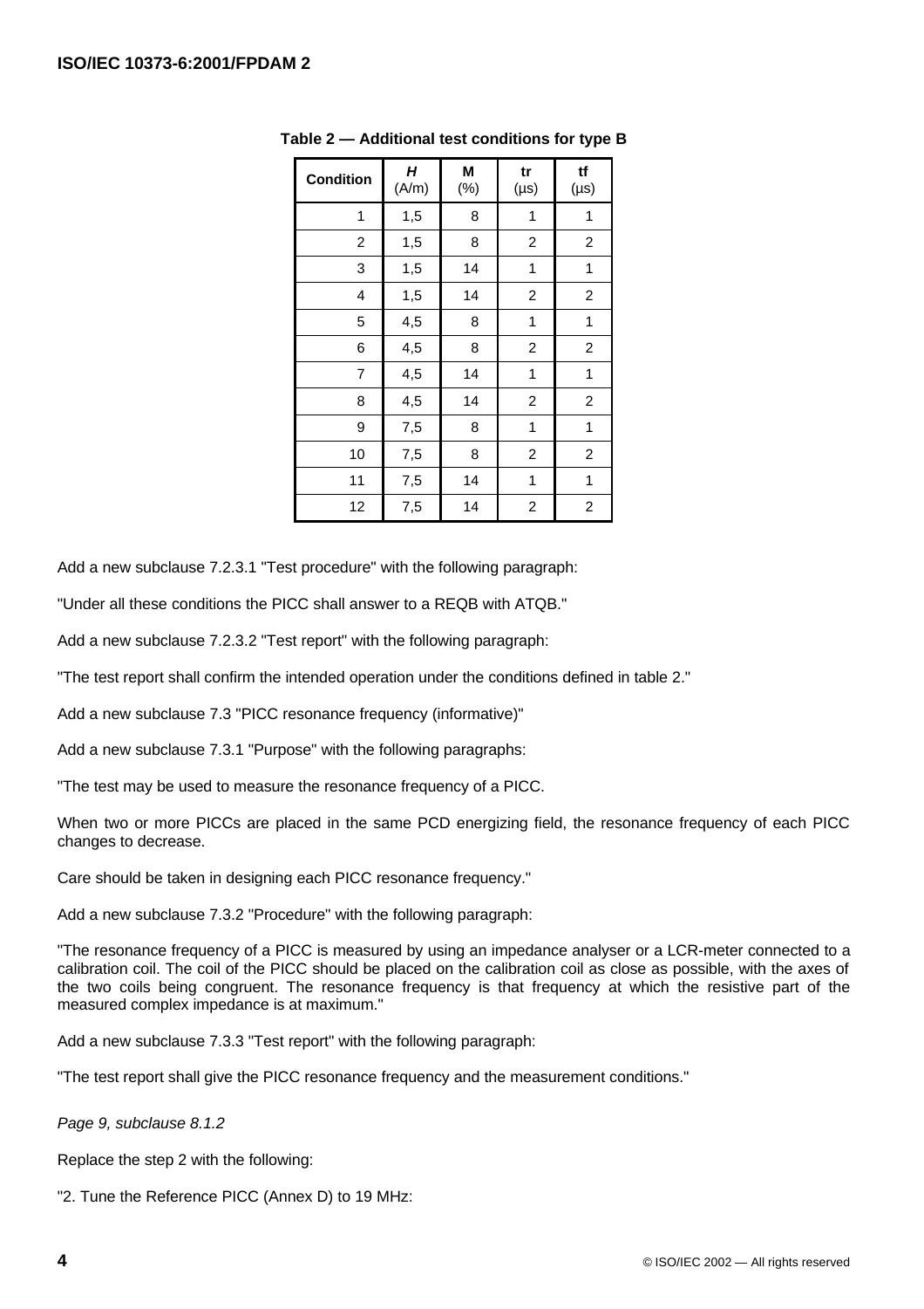**Table 2 — Additional test conditions for type B**

| Condition | *H* (A/m) | M (%) | tr (µs) | tf (µs) |
|---|---|---|---|---|
| 1 | 1,5 | 8 | 1 | 1 |
| 2 | 1,5 | 8 | 2 | 2 |
| 3 | 1,5 | 14 | 1 | 1 |
| 4 | 1,5 | 14 | 2 | 2 |
| 5 | 4,5 | 8 | 1 | 1 |
| 6 | 4,5 | 8 | 2 | 2 |
| 7 | 4,5 | 14 | 1 | 1 |
| 8 | 4,5 | 14 | 2 | 2 |
| 9 | 7,5 | 8 | 1 | 1 |
| 10 | 7,5 | 8 | 2 | 2 |
| 11 | 7,5 | 14 | 1 | 1 |
| 12 | 7,5 | 14 | 2 | 2 |

Add a new subclause 7.2.3.1 "Test procedure" with the following paragraph:

"Under all these conditions the PICC shall answer to a REQB with ATQB."

Add a new subclause 7.2.3.2 "Test report" with the following paragraph:

"The test report shall confirm the intended operation under the conditions defined in table 2."

Add a new subclause 7.3 "PICC resonance frequency (informative)"

Add a new subclause 7.3.1 "Purpose" with the following paragraphs:

"The test may be used to measure the resonance frequency of a PICC.

When two or more PICCs are placed in the same PCD energizing field, the resonance frequency of each PICC changes to decrease.

Care should be taken in designing each PICC resonance frequency."

Add a new subclause 7.3.2 "Procedure" with the following paragraph:

"The resonance frequency of a PICC is measured by using an impedance analyser or a LCR-meter connected to a calibration coil. The coil of the PICC should be placed on the calibration coil as close as possible, with the axes of the two coils being congruent. The resonance frequency is that frequency at which the resistive part of the measured complex impedance is at maximum."

Add a new subclause 7.3.3 "Test report" with the following paragraph:

"The test report shall give the PICC resonance frequency and the measurement conditions."

*Page 9, subclause 8.1.2*

Replace the step 2 with the following:

"2. Tune the Reference PICC (Annex D) to 19 MHz: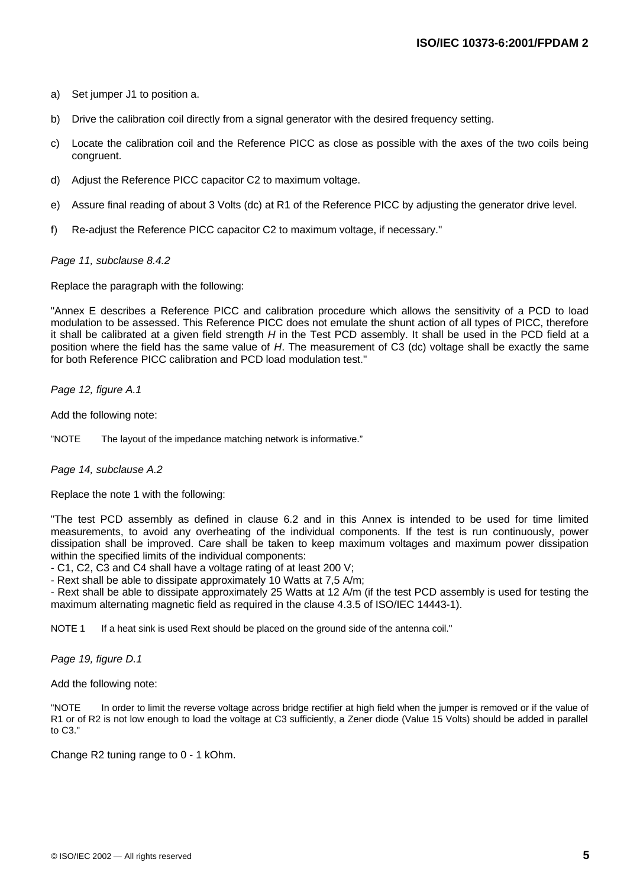a) Set jumper J1 to position a.

b) Drive the calibration coil directly from a signal generator with the desired frequency setting.

c) Locate the calibration coil and the Reference PICC as close as possible with the axes of the two coils being congruent.

d) Adjust the Reference PICC capacitor C2 to maximum voltage.

e) Assure final reading of about 3 Volts (dc) at R1 of the Reference PICC by adjusting the generator drive level.

f) Re-adjust the Reference PICC capacitor C2 to maximum voltage, if necessary."

*Page 11, subclause 8.4.2*

Replace the paragraph with the following:

"Annex E describes a Reference PICC and calibration procedure which allows the sensitivity of a PCD to load modulation to be assessed. This Reference PICC does not emulate the shunt action of all types of PICC, therefore it shall be calibrated at a given field strength *H* in the Test PCD assembly. It shall be used in the PCD field at a position where the field has the same value of *H*. The measurement of C3 (dc) voltage shall be exactly the same for both Reference PICC calibration and PCD load modulation test."

*Page 12, figure A.1*

Add the following note:

"NOTE The layout of the impedance matching network is informative."

*Page 14, subclause A.2*

Replace the note 1 with the following:

"The test PCD assembly as defined in clause 6.2 and in this Annex is intended to be used for time limited measurements, to avoid any overheating of the individual components. If the test is run continuously, power dissipation shall be improved. Care shall be taken to keep maximum voltages and maximum power dissipation within the specified limits of the individual components:
- C1, C2, C3 and C4 shall have a voltage rating of at least 200 V;
- Rext shall be able to dissipate approximately 10 Watts at 7,5 A/m;
- Rext shall be able to dissipate approximately 25 Watts at 12 A/m (if the test PCD assembly is used for testing the maximum alternating magnetic field as required in the clause 4.3.5 of ISO/IEC 14443-1).

NOTE 1 If a heat sink is used Rext should be placed on the ground side of the antenna coil."

*Page 19, figure D.1*

Add the following note:

"NOTE In order to limit the reverse voltage across bridge rectifier at high field when the jumper is removed or if the value of R1 or of R2 is not low enough to load the voltage at C3 sufficiently, a Zener diode (Value 15 Volts) should be added in parallel to C3."

Change R2 tuning range to 0 - 1 kOhm.